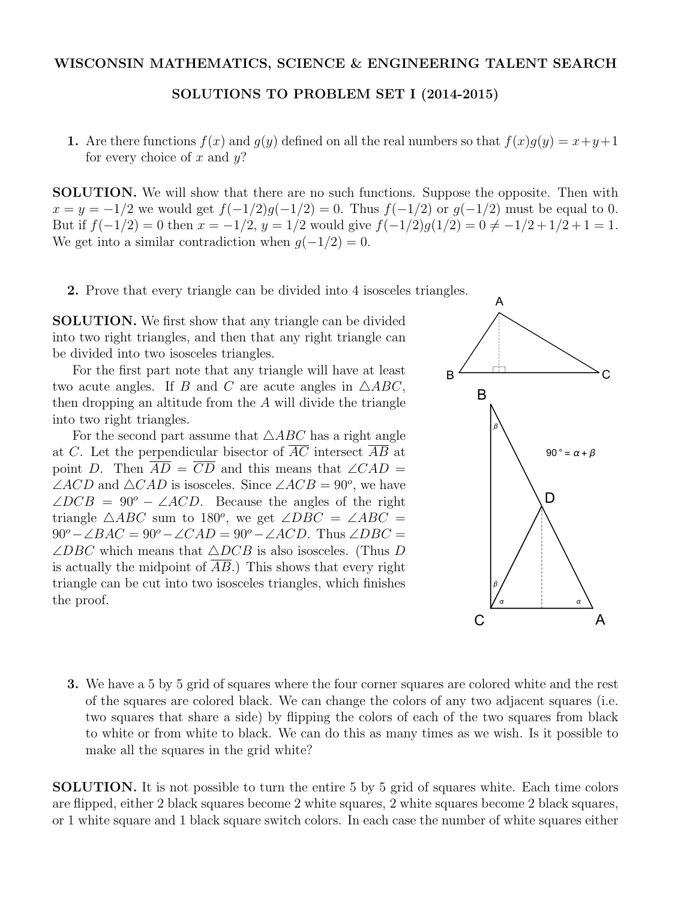**WISCONSIN MATHEMATICS, SCIENCE & ENGINEERING TALENT SEARCH**

**SOLUTIONS TO PROBLEM SET I (2014-2015)**

**1.** Are there functions $f(x)$ and $g(y)$ defined on all the real numbers so that $f(x)g(y) = x+y+1$ for every choice of $x$ and $y$?

**SOLUTION.** We will show that there are no such functions. Suppose the opposite. Then with $x = y = -1/2$ we would get $f(-1/2)g(-1/2) = 0$. Thus $f(-1/2)$ or $g(-1/2)$ must be equal to 0. But if $f(-1/2) = 0$ then $x = -1/2$, $y = 1/2$ would give $f(-1/2)g(1/2) = 0 \neq -1/2 + 1/2 + 1 = 1$. We get into a similar contradiction when $g(-1/2) = 0$.

**2.** Prove that every triangle can be divided into 4 isosceles triangles.

**SOLUTION.** We first show that any triangle can be divided into two right triangles, and then that any right triangle can be divided into two isosceles triangles.

For the first part note that any triangle will have at least two acute angles. If $B$ and $C$ are acute angles in $\triangle ABC$, then dropping an altitude from the $A$ will divide the triangle into two right triangles.

For the second part assume that $\triangle ABC$ has a right angle at $C$. Let the perpendicular bisector of $\overline{AC}$ intersect $\overline{AB}$ at point $D$. Then $\overline{AD} = \overline{CD}$ and this means that $\angle CAD = \angle ACD$ and $\triangle CAD$ is isosceles. Since $\angle ACB = 90^o$, we have $\angle DCB = 90^o - \angle ACD$. Because the angles of the right triangle $\triangle ABC$ sum to $180^o$, we get $\angle DBC = \angle ABC = 90^o - \angle BAC = 90^o - \angle CAD = 90^o - \angle ACD$. Thus $\angle DBC = \angle DBC$ which means that $\triangle DCB$ is also isosceles. (Thus $D$ is actually the midpoint of $\overline{AB}$.) This shows that every right triangle can be cut into two isosceles triangles, which finishes the proof.

**3.** We have a 5 by 5 grid of squares where the four corner squares are colored white and the rest of the squares are colored black. We can change the colors of any two adjacent squares (i.e. two squares that share a side) by flipping the colors of each of the two squares from black to white or from white to black. We can do this as many times as we wish. Is it possible to make all the squares in the grid white?

**SOLUTION.** It is not possible to turn the entire 5 by 5 grid of squares white. Each time colors are flipped, either 2 black squares become 2 white squares, 2 white squares become 2 black squares, or 1 white square and 1 black square switch colors. In each case the number of white squares either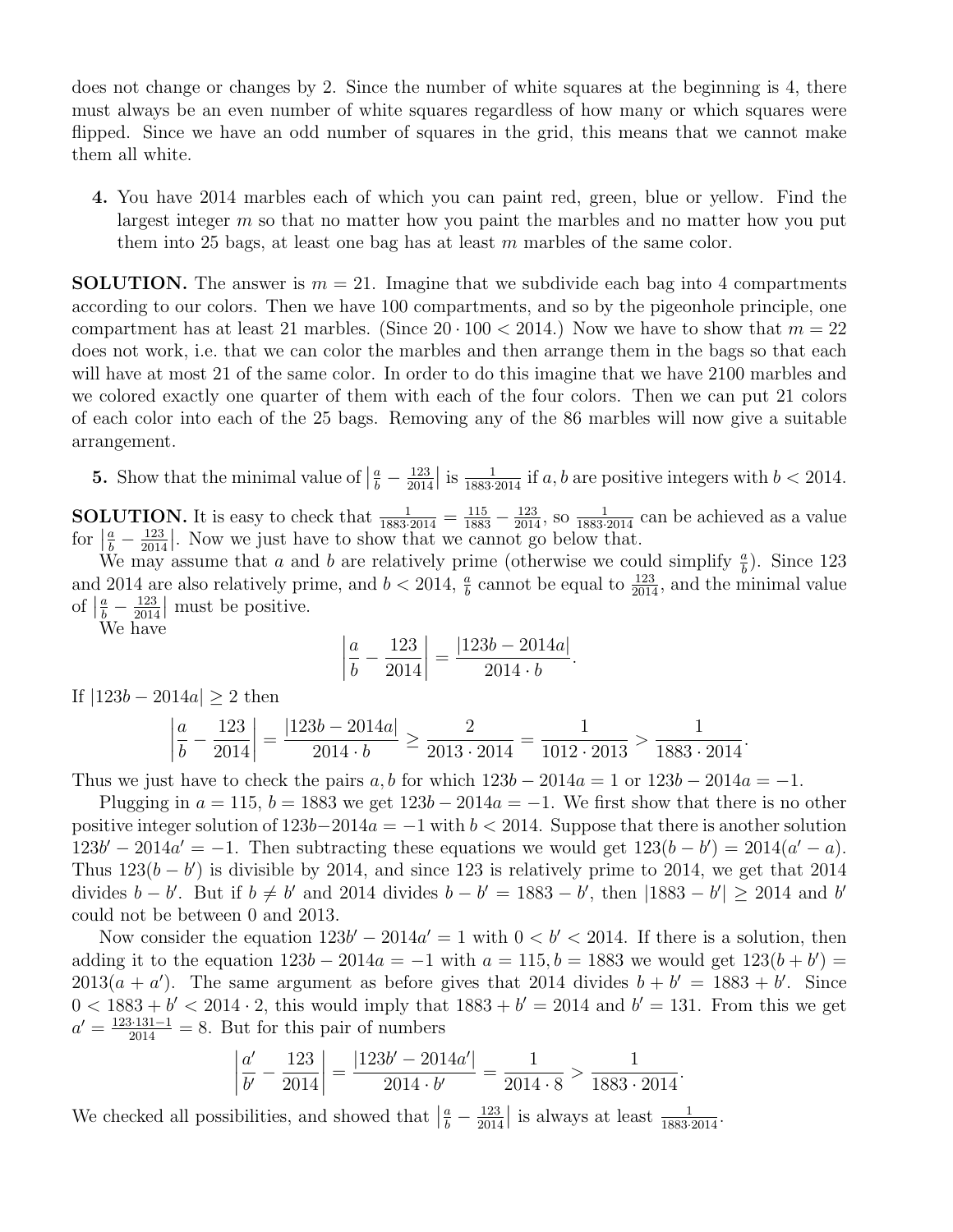does not change or changes by 2. Since the number of white squares at the beginning is 4, there must always be an even number of white squares regardless of how many or which squares were flipped. Since we have an odd number of squares in the grid, this means that we cannot make them all white.

**4.** You have 2014 marbles each of which you can paint red, green, blue or yellow. Find the largest integer $m$ so that no matter how you paint the marbles and no matter how you put them into 25 bags, at least one bag has at least $m$ marbles of the same color.

**SOLUTION.** The answer is $m = 21$. Imagine that we subdivide each bag into 4 compartments according to our colors. Then we have 100 compartments, and so by the pigeonhole principle, one compartment has at least 21 marbles. (Since $20 \cdot 100 < 2014$.) Now we have to show that $m = 22$ does not work, i.e. that we can color the marbles and then arrange them in the bags so that each will have at most 21 of the same color. In order to do this imagine that we have 2100 marbles and we colored exactly one quarter of them with each of the four colors. Then we can put 21 colors of each color into each of the 25 bags. Removing any of the 86 marbles will now give a suitable arrangement.

**5.** Show that the minimal value of $\left|\frac{a}{b} - \frac{123}{2014}\right|$ is $\frac{1}{1883 \cdot 2014}$ if $a, b$ are positive integers with $b < 2014$.

**SOLUTION.** It is easy to check that $\frac{1}{1883 \cdot 2014} = \frac{115}{1883} - \frac{123}{2014}$, so $\frac{1}{1883 \cdot 2014}$ can be achieved as a value for $\left|\frac{a}{b} - \frac{123}{2014}\right|$. Now we just have to show that we cannot go below that.

We may assume that $a$ and $b$ are relatively prime (otherwise we could simplify $\frac{a}{b}$). Since 123 and 2014 are also relatively prime, and $b < 2014$, $\frac{a}{b}$ cannot be equal to $\frac{123}{2014}$, and the minimal value of $\left|\frac{a}{b} - \frac{123}{2014}\right|$ must be positive.

We have

$$\left|\frac{a}{b} - \frac{123}{2014}\right| = \frac{|123b - 2014a|}{2014 \cdot b}.$$

If $|123b - 2014a| \geq 2$ then

$$\left|\frac{a}{b} - \frac{123}{2014}\right| = \frac{|123b - 2014a|}{2014 \cdot b} \geq \frac{2}{2013 \cdot 2014} = \frac{1}{1012 \cdot 2013} > \frac{1}{1883 \cdot 2014}.$$

Thus we just have to check the pairs $a, b$ for which $123b - 2014a = 1$ or $123b - 2014a = -1$.

Plugging in $a = 115$, $b = 1883$ we get $123b - 2014a = -1$. We first show that there is no other positive integer solution of $123b - 2014a = -1$ with $b < 2014$. Suppose that there is another solution $123b' - 2014a' = -1$. Then subtracting these equations we would get $123(b - b') = 2014(a' - a)$. Thus $123(b - b')$ is divisible by 2014, and since 123 is relatively prime to 2014, we get that 2014 divides $b - b'$. But if $b \neq b'$ and 2014 divides $b - b' = 1883 - b'$, then $|1883 - b'| \geq 2014$ and $b'$ could not be between 0 and 2013.

Now consider the equation $123b' - 2014a' = 1$ with $0 < b' < 2014$. If there is a solution, then adding it to the equation $123b - 2014a = -1$ with $a = 115, b = 1883$ we would get $123(b + b') = 2013(a + a')$. The same argument as before gives that 2014 divides $b + b' = 1883 + b'$. Since $0 < 1883 + b' < 2014 \cdot 2$, this would imply that $1883 + b' = 2014$ and $b' = 131$. From this we get $a' = \frac{123 \cdot 131 - 1}{2014} = 8$. But for this pair of numbers

$$\left|\frac{a'}{b'} - \frac{123}{2014}\right| = \frac{|123b' - 2014a'|}{2014 \cdot b'} = \frac{1}{2014 \cdot 8} > \frac{1}{1883 \cdot 2014}.$$

We checked all possibilities, and showed that $\left|\frac{a}{b} - \frac{123}{2014}\right|$ is always at least $\frac{1}{1883 \cdot 2014}$.